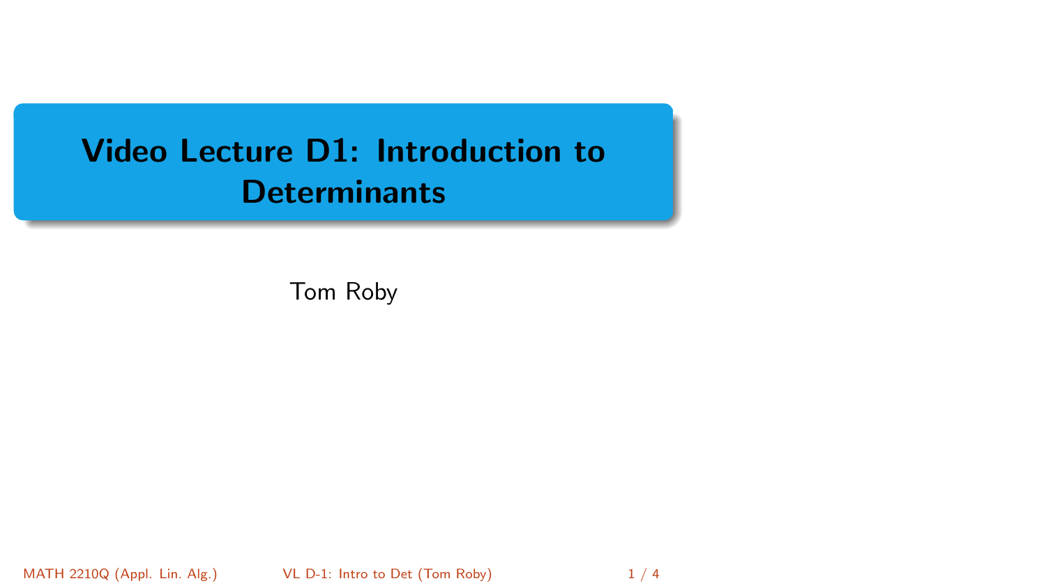# Video Lecture D1: Introduction to Determinants

Tom Roby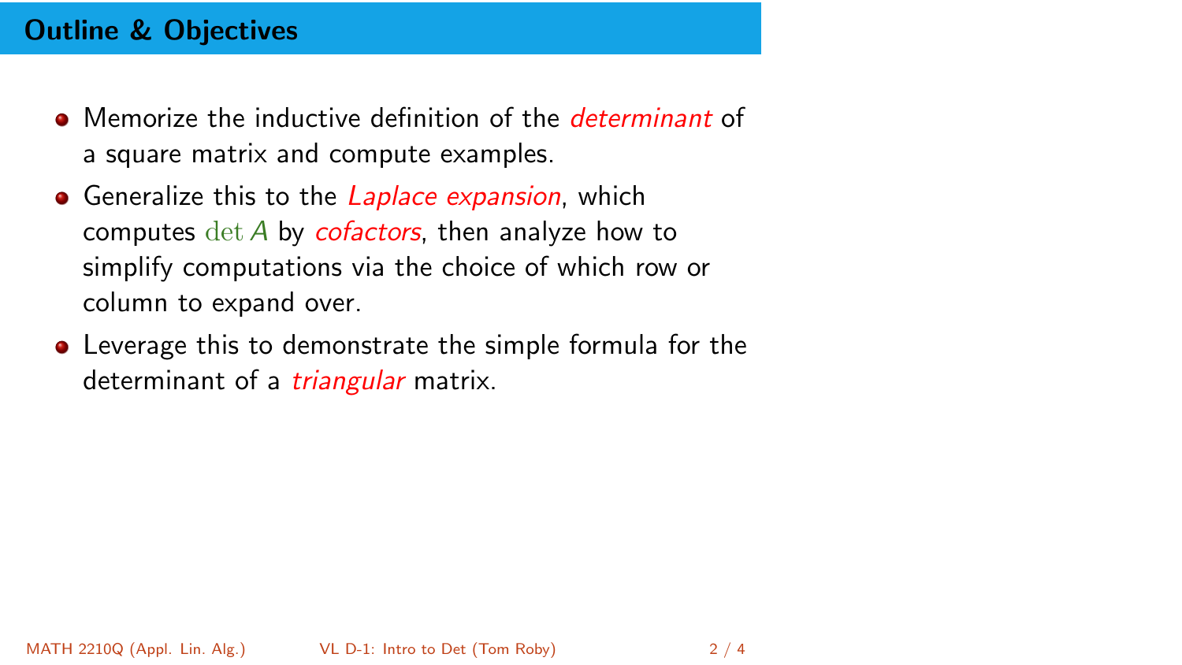## Outline & Objectives

- Memorize the inductive definition of the *determinant* of a square matrix and compute examples.
- Generalize this to the *Laplace expansion*, which computes $\det A$ by *cofactors*, then analyze how to simplify computations via the choice of which row or column to expand over.
- Leverage this to demonstrate the simple formula for the determinant of a *triangular* matrix.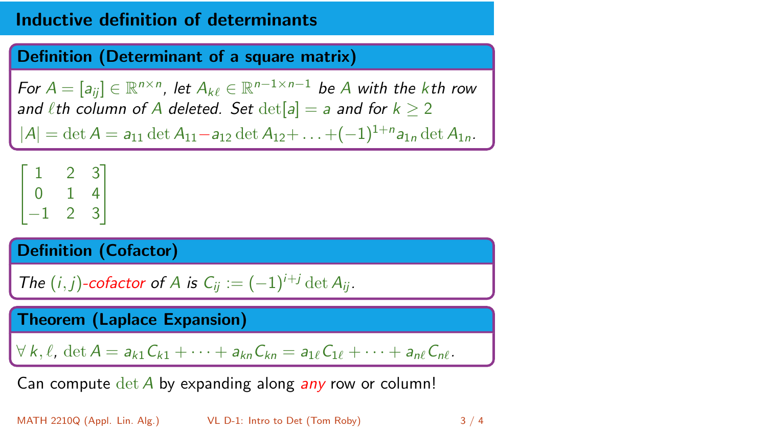# Inductive definition of determinants

**Definition (Determinant of a square matrix)**

*For $A = [a_{ij}] \in \mathbb{R}^{n \times n}$, let $A_{k\ell} \in \mathbb{R}^{n-1 \times n-1}$ be $A$ with the $k$th row and $\ell$th column of $A$ deleted. Set $\det[a] = a$ and for $k \geq 2$*

$$|A| = \det A = a_{11} \det A_{11} - a_{12} \det A_{12} + \ldots + (-1)^{1+n} a_{1n} \det A_{1n}.$$

$$\begin{bmatrix} 1 & 2 & 3 \\ 0 & 1 & 4 \\ -1 & 2 & 3 \end{bmatrix}$$

**Definition (Cofactor)**

*The $(i,j)$-cofactor of $A$ is $C_{ij} := (-1)^{i+j} \det A_{ij}$.*

**Theorem (Laplace Expansion)**

$$\forall\, k, \ell,\ \det A = a_{k1} C_{k1} + \cdots + a_{kn} C_{kn} = a_{1\ell} C_{1\ell} + \cdots + a_{n\ell} C_{n\ell}.$$

Can compute $\det A$ by expanding along *any* row or column!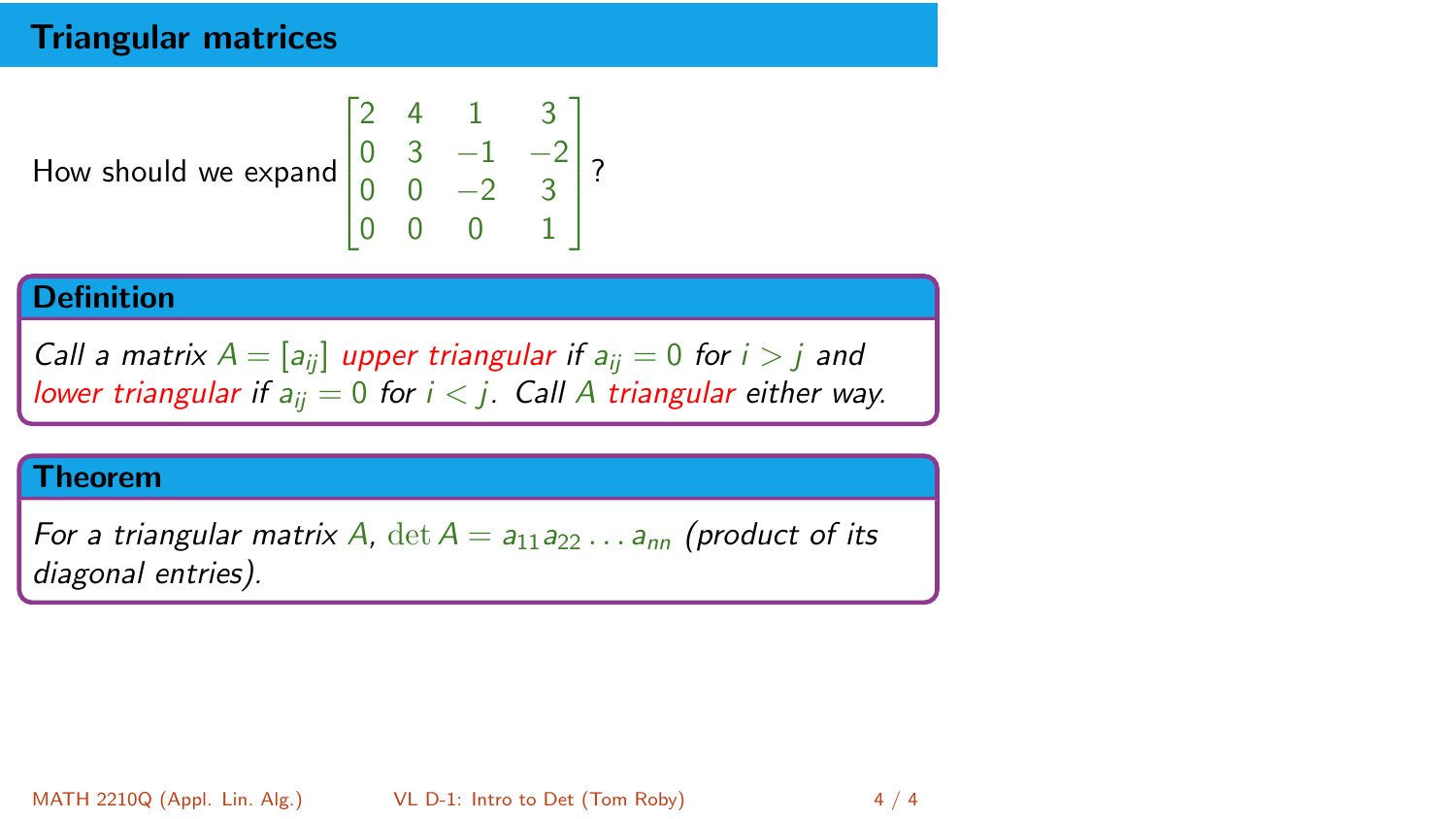# Triangular matrices

How should we expand $\begin{bmatrix} 2 & 4 & 1 & 3 \\ 0 & 3 & -1 & -2 \\ 0 & 0 & -2 & 3 \\ 0 & 0 & 0 & 1 \end{bmatrix}$?

**Definition**

*Call a matrix $A = [a_{ij}]$ upper triangular if $a_{ij} = 0$ for $i > j$ and lower triangular if $a_{ij} = 0$ for $i < j$. Call $A$ triangular either way.*

**Theorem**

*For a triangular matrix $A$, $\det A = a_{11}a_{22}\ldots a_{nn}$ (product of its diagonal entries).*